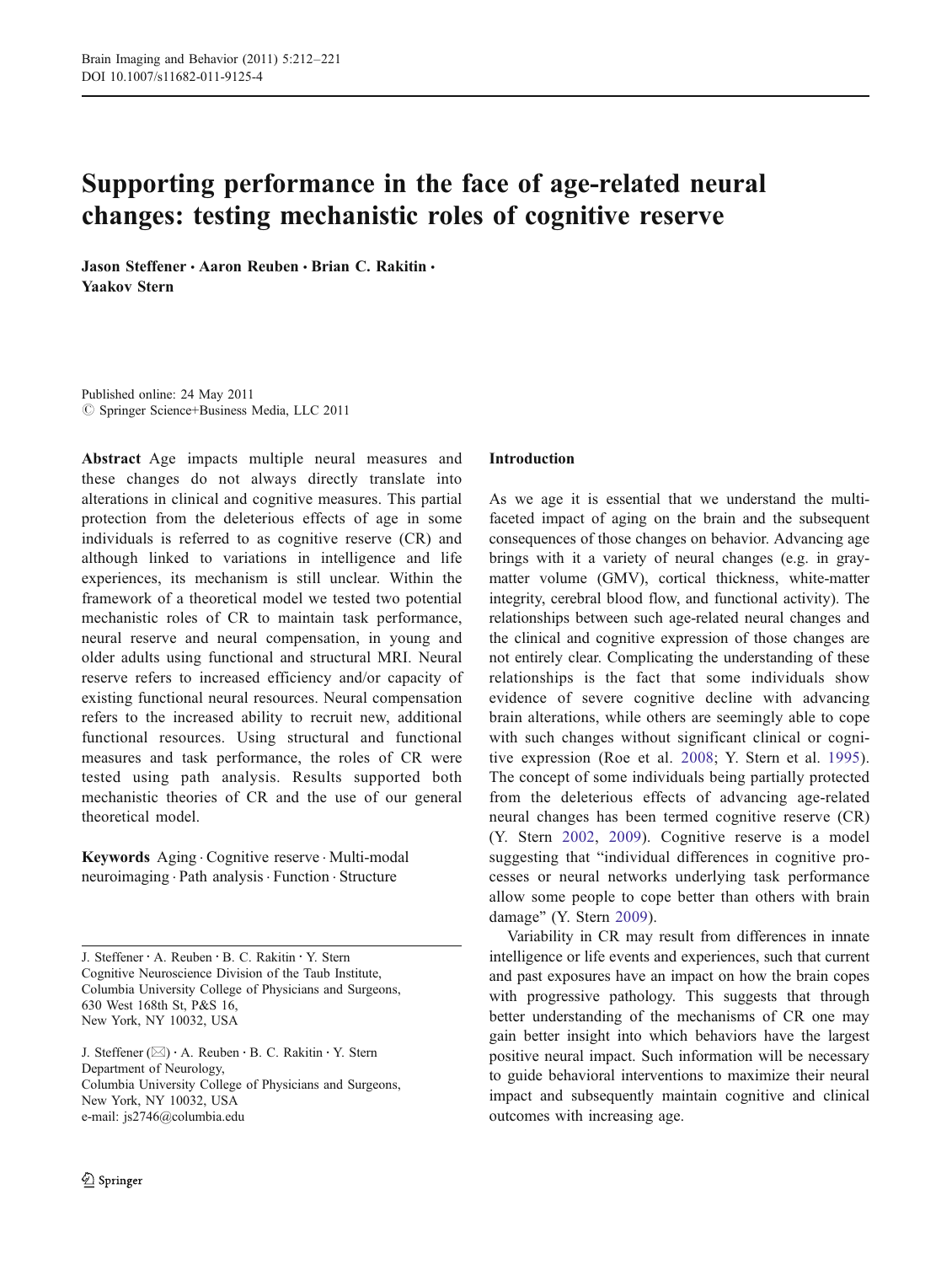# Supporting performance in the face of age-related neural changes: testing mechanistic roles of cognitive reserve

**Jason Steffener · Aaron Reuben · Brian C. Rakitin · Yaakov Stern**

Published online: 24 May 2011
© Springer Science+Business Media, LLC 2011

**Abstract** Age impacts multiple neural measures and these changes do not always directly translate into alterations in clinical and cognitive measures. This partial protection from the deleterious effects of age in some individuals is referred to as cognitive reserve (CR) and although linked to variations in intelligence and life experiences, its mechanism is still unclear. Within the framework of a theoretical model we tested two potential mechanistic roles of CR to maintain task performance, neural reserve and neural compensation, in young and older adults using functional and structural MRI. Neural reserve refers to increased efficiency and/or capacity of existing functional neural resources. Neural compensation refers to the increased ability to recruit new, additional functional resources. Using structural and functional measures and task performance, the roles of CR were tested using path analysis. Results supported both mechanistic theories of CR and the use of our general theoretical model.

**Keywords** Aging · Cognitive reserve · Multi-modal neuroimaging · Path analysis · Function · Structure

J. Steffener · A. Reuben · B. C. Rakitin · Y. Stern
Cognitive Neuroscience Division of the Taub Institute,
Columbia University College of Physicians and Surgeons,
630 West 168th St, P&S 16,
New York, NY 10032, USA

J. Steffener (✉) · A. Reuben · B. C. Rakitin · Y. Stern
Department of Neurology,
Columbia University College of Physicians and Surgeons,
New York, NY 10032, USA
e-mail: js2746@columbia.edu

## Introduction

As we age it is essential that we understand the multi-faceted impact of aging on the brain and the subsequent consequences of those changes on behavior. Advancing age brings with it a variety of neural changes (e.g. in gray-matter volume (GMV), cortical thickness, white-matter integrity, cerebral blood flow, and functional activity). The relationships between such age-related neural changes and the clinical and cognitive expression of those changes are not entirely clear. Complicating the understanding of these relationships is the fact that some individuals show evidence of severe cognitive decline with advancing brain alterations, while others are seemingly able to cope with such changes without significant clinical or cognitive expression (Roe et al. 2008; Y. Stern et al. 1995). The concept of some individuals being partially protected from the deleterious effects of advancing age-related neural changes has been termed cognitive reserve (CR) (Y. Stern 2002, 2009). Cognitive reserve is a model suggesting that "individual differences in cognitive processes or neural networks underlying task performance allow some people to cope better than others with brain damage" (Y. Stern 2009).

Variability in CR may result from differences in innate intelligence or life events and experiences, such that current and past exposures have an impact on how the brain copes with progressive pathology. This suggests that through better understanding of the mechanisms of CR one may gain better insight into which behaviors have the largest positive neural impact. Such information will be necessary to guide behavioral interventions to maximize their neural impact and subsequently maintain cognitive and clinical outcomes with increasing age.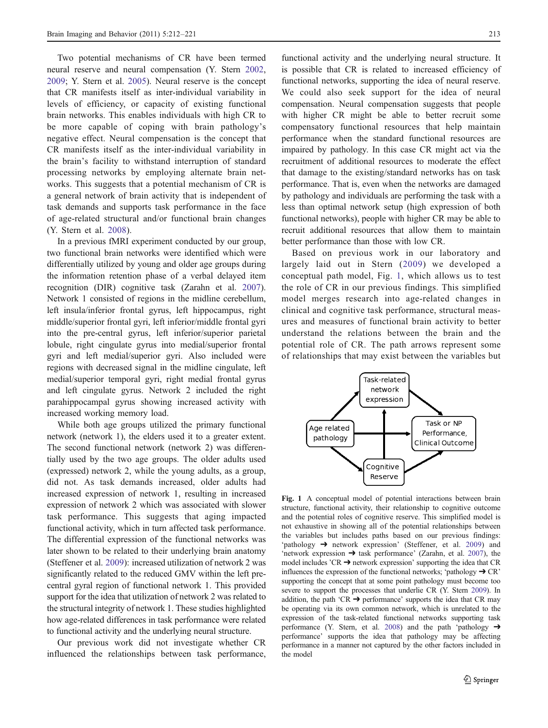Two potential mechanisms of CR have been termed neural reserve and neural compensation (Y. Stern 2002, 2009; Y. Stern et al. 2005). Neural reserve is the concept that CR manifests itself as inter-individual variability in levels of efficiency, or capacity of existing functional brain networks. This enables individuals with high CR to be more capable of coping with brain pathology's negative effect. Neural compensation is the concept that CR manifests itself as the inter-individual variability in the brain's facility to withstand interruption of standard processing networks by employing alternate brain networks. This suggests that a potential mechanism of CR is a general network of brain activity that is independent of task demands and supports task performance in the face of age-related structural and/or functional brain changes (Y. Stern et al. 2008).

In a previous fMRI experiment conducted by our group, two functional brain networks were identified which were differentially utilized by young and older age groups during the information retention phase of a verbal delayed item recognition (DIR) cognitive task (Zarahn et al. 2007). Network 1 consisted of regions in the midline cerebellum, left insula/inferior frontal gyrus, left hippocampus, right middle/superior frontal gyri, left inferior/middle frontal gyri into the pre-central gyrus, left inferior/superior parietal lobule, right cingulate gyrus into medial/superior frontal gyri and left medial/superior gyri. Also included were regions with decreased signal in the midline cingulate, left medial/superior temporal gyri, right medial frontal gyrus and left cingulate gyrus. Network 2 included the right parahippocampal gyrus showing increased activity with increased working memory load.

While both age groups utilized the primary functional network (network 1), the elders used it to a greater extent. The second functional network (network 2) was differentially used by the two age groups. The older adults used (expressed) network 2, while the young adults, as a group, did not. As task demands increased, older adults had increased expression of network 1, resulting in increased expression of network 2 which was associated with slower task performance. This suggests that aging impacted functional activity, which in turn affected task performance. The differential expression of the functional networks was later shown to be related to their underlying brain anatomy (Steffener et al. 2009): increased utilization of network 2 was significantly related to the reduced GMV within the left pre-central gyral region of functional network 1. This provided support for the idea that utilization of network 2 was related to the structural integrity of network 1. These studies highlighted how age-related differences in task performance were related to functional activity and the underlying neural structure.

Our previous work did not investigate whether CR influenced the relationships between task performance, functional activity and the underlying neural structure. It is possible that CR is related to increased efficiency of functional networks, supporting the idea of neural reserve. We could also seek support for the idea of neural compensation. Neural compensation suggests that people with higher CR might be able to better recruit some compensatory functional resources that help maintain performance when the standard functional resources are impaired by pathology. In this case CR might act via the recruitment of additional resources to moderate the effect that damage to the existing/standard networks has on task performance. That is, even when the networks are damaged by pathology and individuals are performing the task with a less than optimal network setup (high expression of both functional networks), people with higher CR may be able to recruit additional resources that allow them to maintain better performance than those with low CR.

Based on previous work in our laboratory and largely laid out in Stern (2009) we developed a conceptual path model, Fig. 1, which allows us to test the role of CR in our previous findings. This simplified model merges research into age-related changes in clinical and cognitive task performance, structural measures and measures of functional brain activity to better understand the relations between the brain and the potential role of CR. The path arrows represent some of relationships that may exist between the variables but

**Fig. 1** A conceptual model of potential interactions between brain structure, functional activity, their relationship to cognitive outcome and the potential roles of cognitive reserve. This simplified model is not exhaustive in showing all of the potential relationships between the variables but includes paths based on our previous findings: 'pathology ➔ network expression' (Steffener, et al. 2009) and 'network expression ➔ task performance' (Zarahn, et al. 2007), the model includes 'CR ➔ network expression' supporting the idea that CR influences the expression of the functional networks; 'pathology ➔ CR' supporting the concept that at some point pathology must become too severe to support the processes that underlie CR (Y. Stern 2009). In addition, the path 'CR ➔ performance' supports the idea that CR may be operating via its own common network, which is unrelated to the expression of the task-related functional networks supporting task performance (Y. Stern, et al. 2008) and the path 'pathology ➔ performance' supports the idea that pathology may be affecting performance in a manner not captured by the other factors included in the model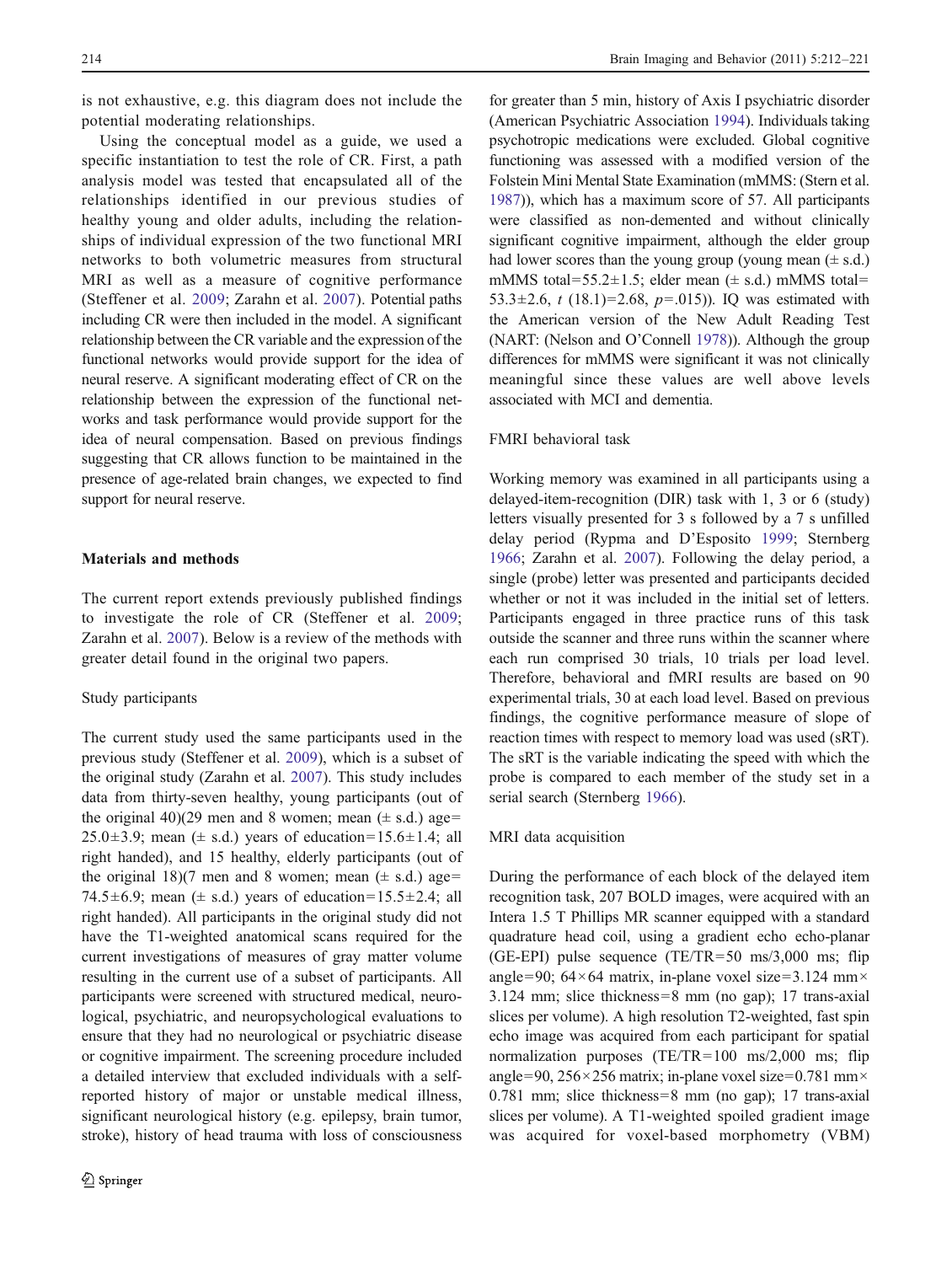is not exhaustive, e.g. this diagram does not include the potential moderating relationships.

Using the conceptual model as a guide, we used a specific instantiation to test the role of CR. First, a path analysis model was tested that encapsulated all of the relationships identified in our previous studies of healthy young and older adults, including the relationships of individual expression of the two functional MRI networks to both volumetric measures from structural MRI as well as a measure of cognitive performance (Steffener et al. 2009; Zarahn et al. 2007). Potential paths including CR were then included in the model. A significant relationship between the CR variable and the expression of the functional networks would provide support for the idea of neural reserve. A significant moderating effect of CR on the relationship between the expression of the functional networks and task performance would provide support for the idea of neural compensation. Based on previous findings suggesting that CR allows function to be maintained in the presence of age-related brain changes, we expected to find support for neural reserve.

## Materials and methods

The current report extends previously published findings to investigate the role of CR (Steffener et al. 2009; Zarahn et al. 2007). Below is a review of the methods with greater detail found in the original two papers.

### Study participants

The current study used the same participants used in the previous study (Steffener et al. 2009), which is a subset of the original study (Zarahn et al. 2007). This study includes data from thirty-seven healthy, young participants (out of the original 40)(29 men and 8 women; mean (± s.d.) age= 25.0±3.9; mean (± s.d.) years of education=15.6±1.4; all right handed), and 15 healthy, elderly participants (out of the original 18)(7 men and 8 women; mean (± s.d.) age= 74.5±6.9; mean (± s.d.) years of education=15.5±2.4; all right handed). All participants in the original study did not have the T1-weighted anatomical scans required for the current investigations of measures of gray matter volume resulting in the current use of a subset of participants. All participants were screened with structured medical, neurological, psychiatric, and neuropsychological evaluations to ensure that they had no neurological or psychiatric disease or cognitive impairment. The screening procedure included a detailed interview that excluded individuals with a self-reported history of major or unstable medical illness, significant neurological history (e.g. epilepsy, brain tumor, stroke), history of head trauma with loss of consciousness for greater than 5 min, history of Axis I psychiatric disorder (American Psychiatric Association 1994). Individuals taking psychotropic medications were excluded. Global cognitive functioning was assessed with a modified version of the Folstein Mini Mental State Examination (mMMS: (Stern et al. 1987)), which has a maximum score of 57. All participants were classified as non-demented and without clinically significant cognitive impairment, although the elder group had lower scores than the young group (young mean (± s.d.) mMMS total=55.2±1.5; elder mean (± s.d.) mMMS total= 53.3±2.6, $t$ (18.1)=2.68, $p$=.015)). IQ was estimated with the American version of the New Adult Reading Test (NART: (Nelson and O'Connell 1978)). Although the group differences for mMMS were significant it was not clinically meaningful since these values are well above levels associated with MCI and dementia.

### FMRI behavioral task

Working memory was examined in all participants using a delayed-item-recognition (DIR) task with 1, 3 or 6 (study) letters visually presented for 3 s followed by a 7 s unfilled delay period (Rypma and D'Esposito 1999; Sternberg 1966; Zarahn et al. 2007). Following the delay period, a single (probe) letter was presented and participants decided whether or not it was included in the initial set of letters. Participants engaged in three practice runs of this task outside the scanner and three runs within the scanner where each run comprised 30 trials, 10 trials per load level. Therefore, behavioral and fMRI results are based on 90 experimental trials, 30 at each load level. Based on previous findings, the cognitive performance measure of slope of reaction times with respect to memory load was used (sRT). The sRT is the variable indicating the speed with which the probe is compared to each member of the study set in a serial search (Sternberg 1966).

### MRI data acquisition

During the performance of each block of the delayed item recognition task, 207 BOLD images, were acquired with an Intera 1.5 T Phillips MR scanner equipped with a standard quadrature head coil, using a gradient echo echo-planar (GE-EPI) pulse sequence (TE/TR=50 ms/3,000 ms; flip angle=90; 64×64 matrix, in-plane voxel size=3.124 mm× 3.124 mm; slice thickness=8 mm (no gap); 17 trans-axial slices per volume). A high resolution T2-weighted, fast spin echo image was acquired from each participant for spatial normalization purposes (TE/TR=100 ms/2,000 ms; flip angle=90, 256×256 matrix; in-plane voxel size=0.781 mm× 0.781 mm; slice thickness=8 mm (no gap); 17 trans-axial slices per volume). A T1-weighted spoiled gradient image was acquired for voxel-based morphometry (VBM)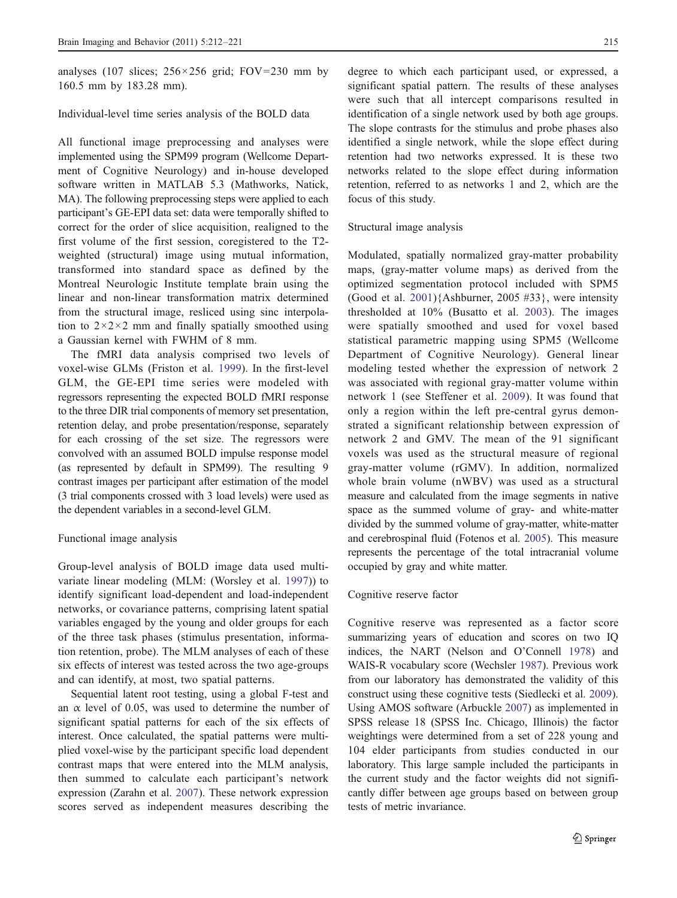analyses (107 slices; 256×256 grid; FOV=230 mm by 160.5 mm by 183.28 mm).

### Individual-level time series analysis of the BOLD data

All functional image preprocessing and analyses were implemented using the SPM99 program (Wellcome Department of Cognitive Neurology) and in-house developed software written in MATLAB 5.3 (Mathworks, Natick, MA). The following preprocessing steps were applied to each participant's GE-EPI data set: data were temporally shifted to correct for the order of slice acquisition, realigned to the first volume of the first session, coregistered to the T2-weighted (structural) image using mutual information, transformed into standard space as defined by the Montreal Neurologic Institute template brain using the linear and non-linear transformation matrix determined from the structural image, resliced using sinc interpolation to 2×2×2 mm and finally spatially smoothed using a Gaussian kernel with FWHM of 8 mm.

The fMRI data analysis comprised two levels of voxel-wise GLMs (Friston et al. 1999). In the first-level GLM, the GE-EPI time series were modeled with regressors representing the expected BOLD fMRI response to the three DIR trial components of memory set presentation, retention delay, and probe presentation/response, separately for each crossing of the set size. The regressors were convolved with an assumed BOLD impulse response model (as represented by default in SPM99). The resulting 9 contrast images per participant after estimation of the model (3 trial components crossed with 3 load levels) were used as the dependent variables in a second-level GLM.

### Functional image analysis

Group-level analysis of BOLD image data used multivariate linear modeling (MLM: (Worsley et al. 1997)) to identify significant load-dependent and load-independent networks, or covariance patterns, comprising latent spatial variables engaged by the young and older groups for each of the three task phases (stimulus presentation, information retention, probe). The MLM analyses of each of these six effects of interest was tested across the two age-groups and can identify, at most, two spatial patterns.

Sequential latent root testing, using a global F-test and an $\alpha$ level of 0.05, was used to determine the number of significant spatial patterns for each of the six effects of interest. Once calculated, the spatial patterns were multiplied voxel-wise by the participant specific load dependent contrast maps that were entered into the MLM analysis, then summed to calculate each participant's network expression (Zarahn et al. 2007). These network expression scores served as independent measures describing the degree to which each participant used, or expressed, a significant spatial pattern. The results of these analyses were such that all intercept comparisons resulted in identification of a single network used by both age groups. The slope contrasts for the stimulus and probe phases also identified a single network, while the slope effect during retention had two networks expressed. It is these two networks related to the slope effect during information retention, referred to as networks 1 and 2, which are the focus of this study.

### Structural image analysis

Modulated, spatially normalized gray-matter probability maps, (gray-matter volume maps) as derived from the optimized segmentation protocol included with SPM5 (Good et al. 2001){Ashburner, 2005 #33}, were intensity thresholded at 10% (Busatto et al. 2003). The images were spatially smoothed and used for voxel based statistical parametric mapping using SPM5 (Wellcome Department of Cognitive Neurology). General linear modeling tested whether the expression of network 2 was associated with regional gray-matter volume within network 1 (see Steffener et al. 2009). It was found that only a region within the left pre-central gyrus demonstrated a significant relationship between expression of network 2 and GMV. The mean of the 91 significant voxels was used as the structural measure of regional gray-matter volume (rGMV). In addition, normalized whole brain volume (nWBV) was used as a structural measure and calculated from the image segments in native space as the summed volume of gray- and white-matter divided by the summed volume of gray-matter, white-matter and cerebrospinal fluid (Fotenos et al. 2005). This measure represents the percentage of the total intracranial volume occupied by gray and white matter.

### Cognitive reserve factor

Cognitive reserve was represented as a factor score summarizing years of education and scores on two IQ indices, the NART (Nelson and O'Connell 1978) and WAIS-R vocabulary score (Wechsler 1987). Previous work from our laboratory has demonstrated the validity of this construct using these cognitive tests (Siedlecki et al. 2009). Using AMOS software (Arbuckle 2007) as implemented in SPSS release 18 (SPSS Inc. Chicago, Illinois) the factor weightings were determined from a set of 228 young and 104 elder participants from studies conducted in our laboratory. This large sample included the participants in the current study and the factor weights did not significantly differ between age groups based on between group tests of metric invariance.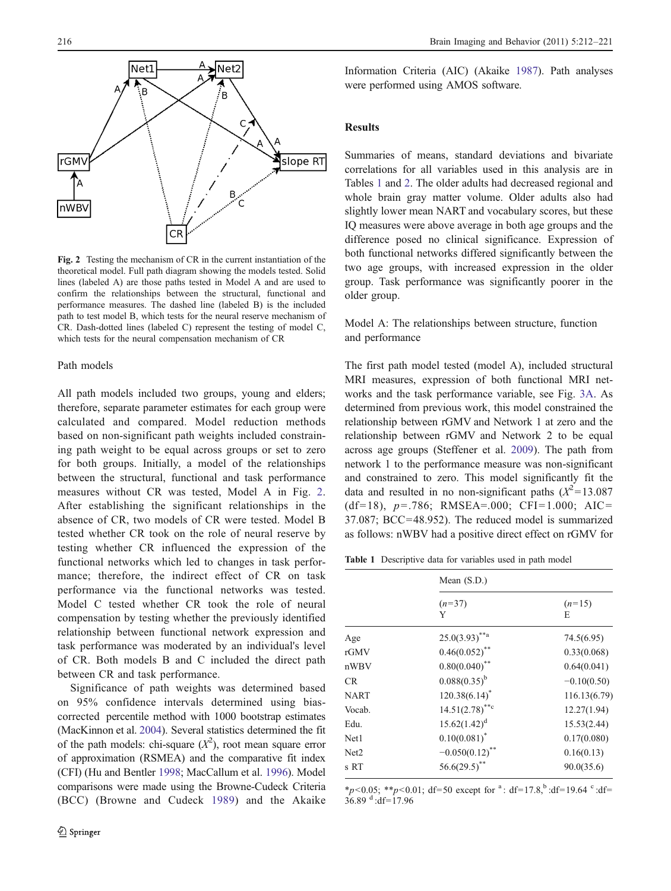**Fig. 2** Testing the mechanism of CR in the current instantiation of the theoretical model. Full path diagram showing the models tested. Solid lines (labeled A) are those paths tested in Model A and are used to confirm the relationships between the structural, functional and performance measures. The dashed line (labeled B) is the included path to test model B, which tests for the neural reserve mechanism of CR. Dash-dotted lines (labeled C) represent the testing of model C, which tests for the neural compensation mechanism of CR

Path models

All path models included two groups, young and elders; therefore, separate parameter estimates for each group were calculated and compared. Model reduction methods based on non-significant path weights included constraining path weight to be equal across groups or set to zero for both groups. Initially, a model of the relationships between the structural, functional and task performance measures without CR was tested, Model A in Fig. 2. After establishing the significant relationships in the absence of CR, two models of CR were tested. Model B tested whether CR took on the role of neural reserve by testing whether CR influenced the expression of the functional networks which led to changes in task performance; therefore, the indirect effect of CR on task performance via the functional networks was tested. Model C tested whether CR took the role of neural compensation by testing whether the previously identified relationship between functional network expression and task performance was moderated by an individual's level of CR. Both models B and C included the direct path between CR and task performance.

Significance of path weights was determined based on 95% confidence intervals determined using bias-corrected percentile method with 1000 bootstrap estimates (MacKinnon et al. 2004). Several statistics determined the fit of the path models: chi-square ($X^2$), root mean square error of approximation (RSMEA) and the comparative fit index (CFI) (Hu and Bentler 1998; MacCallum et al. 1996). Model comparisons were made using the Browne-Cudeck Criteria (BCC) (Browne and Cudeck 1989) and the Akaike Information Criteria (AIC) (Akaike 1987). Path analyses were performed using AMOS software.

## Results

Summaries of means, standard deviations and bivariate correlations for all variables used in this analysis are in Tables 1 and 2. The older adults had decreased regional and whole brain gray matter volume. Older adults also had slightly lower mean NART and vocabulary scores, but these IQ measures were above average in both age groups and the difference posed no clinical significance. Expression of both functional networks differed significantly between the two age groups, with increased expression in the older group. Task performance was significantly poorer in the older group.

### Model A: The relationships between structure, function and performance

The first path model tested (model A), included structural MRI measures, expression of both functional MRI networks and the task performance variable, see Fig. 3A. As determined from previous work, this model constrained the relationship between rGMV and Network 1 at zero and the relationship between rGMV and Network 2 to be equal across age groups (Steffener et al. 2009). The path from network 1 to the performance measure was non-significant and constrained to zero. This model significantly fit the data and resulted in no non-significant paths ($X^2$=13.087 (df=18), $p$=.786; RMSEA=.000; CFI=1.000; AIC=37.087; BCC=48.952). The reduced model is summarized as follows: nWBV had a positive direct effect on rGMV for

**Table 1** Descriptive data for variables used in path model

| | Mean (S.D.) | |
|---|---|---|
| | ($n$=37) Y | ($n$=15) E |
| Age | 25.0(3.93)[**a] | 74.5(6.95) |
| rGMV | 0.46(0.052)[**] | 0.33(0.068) |
| nWBV | 0.80(0.040)[**] | 0.64(0.041) |
| CR | 0.088(0.35)[b] | −0.10(0.50) |
| NART | 120.38(6.14)[*] | 116.13(6.79) |
| Vocab. | 14.51(2.78)[**c] | 12.27(1.94) |
| Edu. | 15.62(1.42)[d] | 15.53(2.44) |
| Net1 | 0.10(0.081)[*] | 0.17(0.080) |
| Net2 | −0.050(0.12)[**] | 0.16(0.13) |
| s RT | 56.6(29.5)[**] | 90.0(35.6) |

*$p$<0.05; **$p$<0.01; df=50 except for [a]: df=17.8,[b] :df=19.64 [c] :df=36.89 [d] :df=17.96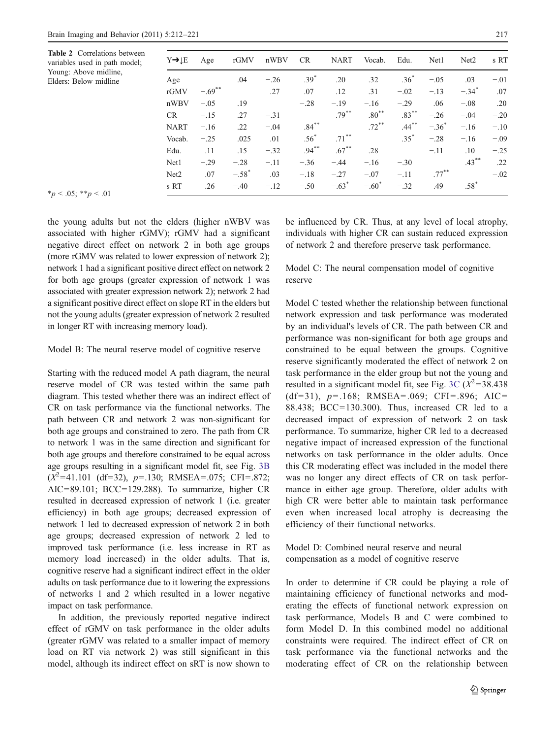**Table 2** Correlations between variables used in path model; Young: Above midline, Elders: Below midline

| Y→↓E | Age | rGMV | nWBV | CR | NART | Vocab. | Edu. | Net1 | Net2 | s RT |
|---|---|---|---|---|---|---|---|---|---|---|
| Age | | .04 | −.26 | .39* | .20 | .32 | .36* | −.05 | .03 | −.01 |
| rGMV | −.69** | | .27 | .07 | .12 | .31 | −.02 | −.13 | −.34* | .07 |
| nWBV | −.05 | .19 | | −.28 | −.19 | −.16 | −.29 | .06 | −.08 | .20 |
| CR | −.15 | .27 | −.31 | | .79** | .80** | .83** | −.26 | −.04 | −.20 |
| NART | −.16 | .22 | −.04 | .84** | | .72** | .44** | −.36* | −.16 | −.10 |
| Vocab. | −.25 | .025 | .01 | .56* | .71** | | .35* | −.28 | −.16 | −.09 |
| Edu. | .11 | .15 | −.32 | .94** | .67** | .28 | | −.11 | .10 | −.25 |
| Net1 | −.29 | −.28 | −.11 | −.36 | −.44 | −.16 | −.30 | | .43** | .22 |
| Net2 | .07 | −.58* | .03 | −.18 | −.27 | −.07 | −.11 | .77** | | −.02 |
| s RT | .26 | −.40 | −.12 | −.50 | −.63* | −.60* | −.32 | .49 | .58* | |

*$p < .05$; **$p < .01$

the young adults but not the elders (higher nWBV was associated with higher rGMV); rGMV had a significant negative direct effect on network 2 in both age groups (more rGMV was related to lower expression of network 2); network 1 had a significant positive direct effect on network 2 for both age groups (greater expression of network 1 was associated with greater expression network 2); network 2 had a significant positive direct effect on slope RT in the elders but not the young adults (greater expression of network 2 resulted in longer RT with increasing memory load).

Model B: The neural reserve model of cognitive reserve

Starting with the reduced model A path diagram, the neural reserve model of CR was tested within the same path diagram. This tested whether there was an indirect effect of CR on task performance via the functional networks. The path between CR and network 2 was non-significant for both age groups and constrained to zero. The path from CR to network 1 was in the same direction and significant for both age groups and therefore constrained to be equal across age groups resulting in a significant model fit, see Fig. 3B ($X^2$=41.101 (df=32), $p$=.130; RMSEA=.075; CFI=.872; AIC=89.101; BCC=129.288). To summarize, higher CR resulted in decreased expression of network 1 (i.e. greater efficiency) in both age groups; decreased expression of network 1 led to decreased expression of network 2 in both age groups; decreased expression of network 2 led to improved task performance (i.e. less increase in RT as memory load increased) in the older adults. That is, cognitive reserve had a significant indirect effect in the older adults on task performance due to it lowering the expressions of networks 1 and 2 which resulted in a lower negative impact on task performance.

In addition, the previously reported negative indirect effect of rGMV on task performance in the older adults (greater rGMV was related to a smaller impact of memory load on RT via network 2) was still significant in this model, although its indirect effect on sRT is now shown to be influenced by CR. Thus, at any level of local atrophy, individuals with higher CR can sustain reduced expression of network 2 and therefore preserve task performance.

Model C: The neural compensation model of cognitive reserve

Model C tested whether the relationship between functional network expression and task performance was moderated by an individual's levels of CR. The path between CR and performance was non-significant for both age groups and constrained to be equal between the groups. Cognitive reserve significantly moderated the effect of network 2 on task performance in the elder group but not the young and resulted in a significant model fit, see Fig. 3C ($X^2$=38.438 (df=31), $p$=.168; RMSEA=.069; CFI=.896; AIC=88.438; BCC=130.300). Thus, increased CR led to a decreased impact of expression of network 2 on task performance. To summarize, higher CR led to a decreased negative impact of increased expression of the functional networks on task performance in the older adults. Once this CR moderating effect was included in the model there was no longer any direct effects of CR on task performance in either age group. Therefore, older adults with high CR were better able to maintain task performance even when increased local atrophy is decreasing the efficiency of their functional networks.

Model D: Combined neural reserve and neural compensation as a model of cognitive reserve

In order to determine if CR could be playing a role of maintaining efficiency of functional networks and moderating the effects of functional network expression on task performance, Models B and C were combined to form Model D. In this combined model no additional constraints were required. The indirect effect of CR on task performance via the functional networks and the moderating effect of CR on the relationship between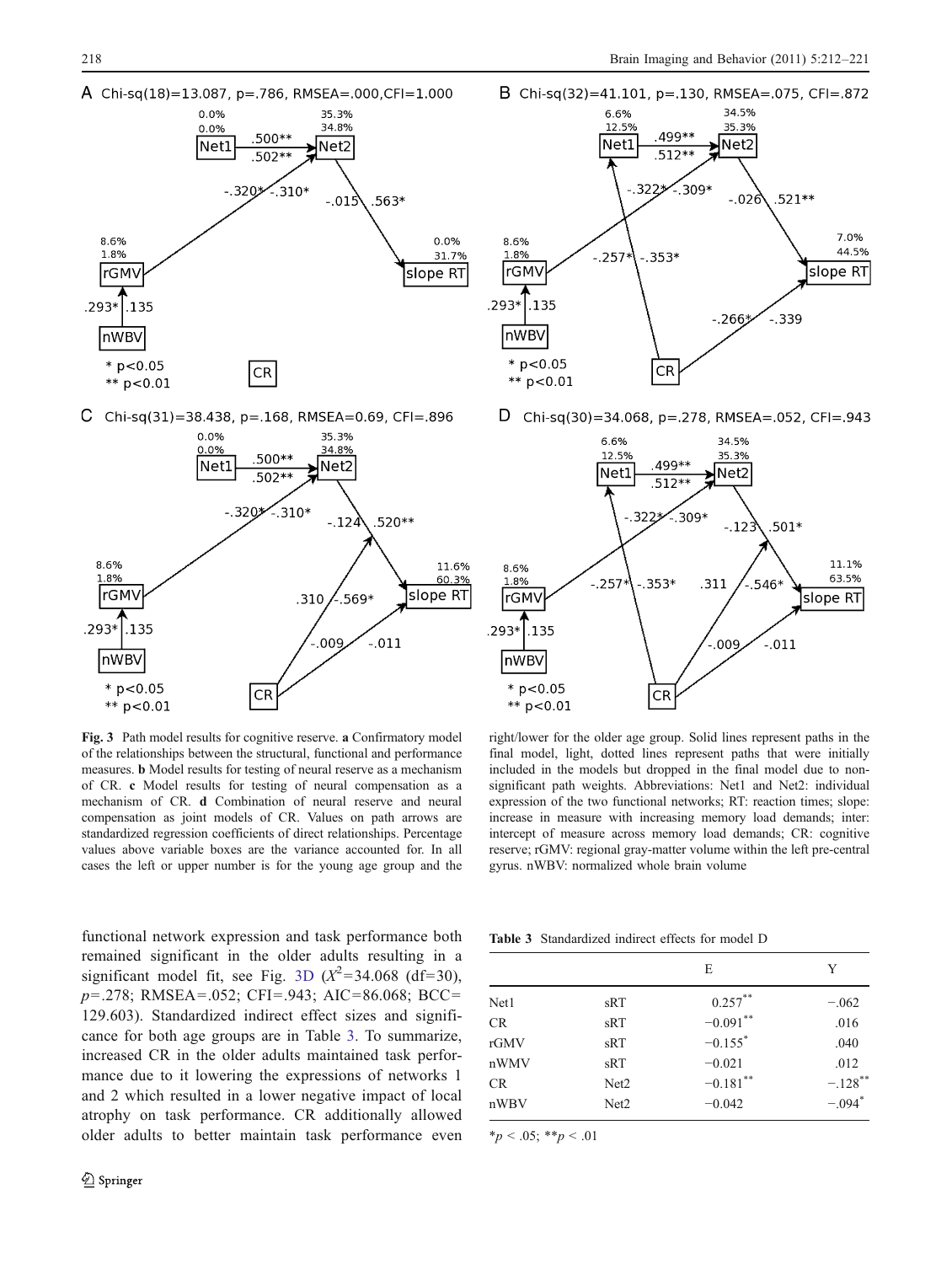A Chi-sq(18)=13.087, p=.786, RMSEA=.000,CFI=1.000

B Chi-sq(32)=41.101, p=.130, RMSEA=.075, CFI=.872

C Chi-sq(31)=38.438, p=.168, RMSEA=0.69, CFI=.896

D Chi-sq(30)=34.068, p=.278, RMSEA=.052, CFI=.943

**Fig. 3** Path model results for cognitive reserve. **a** Confirmatory model of the relationships between the structural, functional and performance measures. **b** Model results for testing of neural reserve as a mechanism of CR. **c** Model results for testing of neural compensation as a mechanism of CR. **d** Combination of neural reserve and neural compensation as joint models of CR. Values on path arrows are standardized regression coefficients of direct relationships. Percentage values above variable boxes are the variance accounted for. In all cases the left or upper number is for the young age group and the right/lower for the older age group. Solid lines represent paths in the final model, light, dotted lines represent paths that were initially included in the models but dropped in the final model due to non-significant path weights. Abbreviations: Net1 and Net2: individual expression of the two functional networks; RT: reaction times; slope: increase in measure with increasing memory load demands; inter: intercept of measure across memory load demands; CR: cognitive reserve; rGMV: regional gray-matter volume within the left pre-central gyrus. nWBV: normalized whole brain volume

functional network expression and task performance both remained significant in the older adults resulting in a significant model fit, see Fig. 3D ($X^2$=34.068 (df=30), $p$=.278; RMSEA=.052; CFI=.943; AIC=86.068; BCC=129.603). Standardized indirect effect sizes and significance for both age groups are in Table 3. To summarize, increased CR in the older adults maintained task performance due to it lowering the expressions of networks 1 and 2 which resulted in a lower negative impact of local atrophy on task performance. CR additionally allowed older adults to better maintain task performance even

**Table 3** Standardized indirect effects for model D

| | | E | Y |
|---|---|---|---|
| Net1 | sRT | 0.257** | −.062 |
| CR | sRT | −0.091** | .016 |
| rGMV | sRT | −0.155* | .040 |
| nWMV | sRT | −0.021 | .012 |
| CR | Net2 | −0.181** | −.128** |
| nWBV | Net2 | −0.042 | −.094* |

*$p$ < .05; **$p$ < .01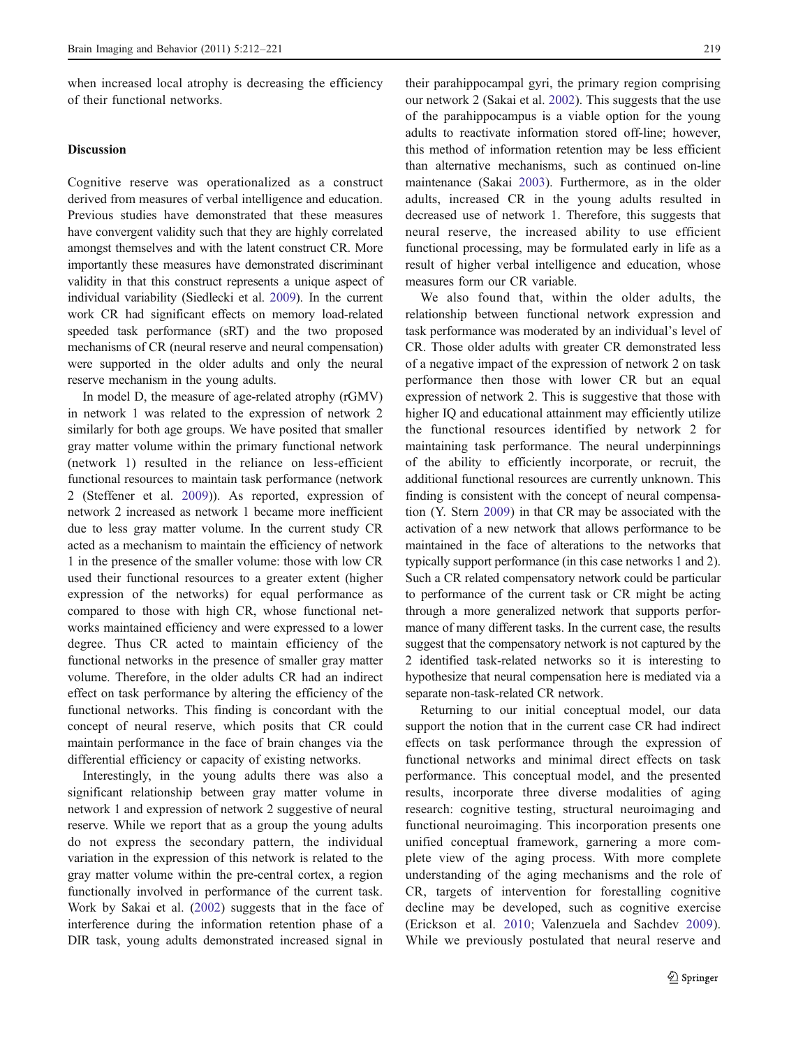when increased local atrophy is decreasing the efficiency of their functional networks.

## Discussion

Cognitive reserve was operationalized as a construct derived from measures of verbal intelligence and education. Previous studies have demonstrated that these measures have convergent validity such that they are highly correlated amongst themselves and with the latent construct CR. More importantly these measures have demonstrated discriminant validity in that this construct represents a unique aspect of individual variability (Siedlecki et al. 2009). In the current work CR had significant effects on memory load-related speeded task performance (sRT) and the two proposed mechanisms of CR (neural reserve and neural compensation) were supported in the older adults and only the neural reserve mechanism in the young adults.

In model D, the measure of age-related atrophy (rGMV) in network 1 was related to the expression of network 2 similarly for both age groups. We have posited that smaller gray matter volume within the primary functional network (network 1) resulted in the reliance on less-efficient functional resources to maintain task performance (network 2 (Steffener et al. 2009)). As reported, expression of network 2 increased as network 1 became more inefficient due to less gray matter volume. In the current study CR acted as a mechanism to maintain the efficiency of network 1 in the presence of the smaller volume: those with low CR used their functional resources to a greater extent (higher expression of the networks) for equal performance as compared to those with high CR, whose functional networks maintained efficiency and were expressed to a lower degree. Thus CR acted to maintain efficiency of the functional networks in the presence of smaller gray matter volume. Therefore, in the older adults CR had an indirect effect on task performance by altering the efficiency of the functional networks. This finding is concordant with the concept of neural reserve, which posits that CR could maintain performance in the face of brain changes via the differential efficiency or capacity of existing networks.

Interestingly, in the young adults there was also a significant relationship between gray matter volume in network 1 and expression of network 2 suggestive of neural reserve. While we report that as a group the young adults do not express the secondary pattern, the individual variation in the expression of this network is related to the gray matter volume within the pre-central cortex, a region functionally involved in performance of the current task. Work by Sakai et al. (2002) suggests that in the face of interference during the information retention phase of a DIR task, young adults demonstrated increased signal in their parahippocampal gyri, the primary region comprising our network 2 (Sakai et al. 2002). This suggests that the use of the parahippocampus is a viable option for the young adults to reactivate information stored off-line; however, this method of information retention may be less efficient than alternative mechanisms, such as continued on-line maintenance (Sakai 2003). Furthermore, as in the older adults, increased CR in the young adults resulted in decreased use of network 1. Therefore, this suggests that neural reserve, the increased ability to use efficient functional processing, may be formulated early in life as a result of higher verbal intelligence and education, whose measures form our CR variable.

We also found that, within the older adults, the relationship between functional network expression and task performance was moderated by an individual's level of CR. Those older adults with greater CR demonstrated less of a negative impact of the expression of network 2 on task performance then those with lower CR but an equal expression of network 2. This is suggestive that those with higher IQ and educational attainment may efficiently utilize the functional resources identified by network 2 for maintaining task performance. The neural underpinnings of the ability to efficiently incorporate, or recruit, the additional functional resources are currently unknown. This finding is consistent with the concept of neural compensation (Y. Stern 2009) in that CR may be associated with the activation of a new network that allows performance to be maintained in the face of alterations to the networks that typically support performance (in this case networks 1 and 2). Such a CR related compensatory network could be particular to performance of the current task or CR might be acting through a more generalized network that supports performance of many different tasks. In the current case, the results suggest that the compensatory network is not captured by the 2 identified task-related networks so it is interesting to hypothesize that neural compensation here is mediated via a separate non-task-related CR network.

Returning to our initial conceptual model, our data support the notion that in the current case CR had indirect effects on task performance through the expression of functional networks and minimal direct effects on task performance. This conceptual model, and the presented results, incorporate three diverse modalities of aging research: cognitive testing, structural neuroimaging and functional neuroimaging. This incorporation presents one unified conceptual framework, garnering a more complete view of the aging process. With more complete understanding of the aging mechanisms and the role of CR, targets of intervention for forestalling cognitive decline may be developed, such as cognitive exercise (Erickson et al. 2010; Valenzuela and Sachdev 2009). While we previously postulated that neural reserve and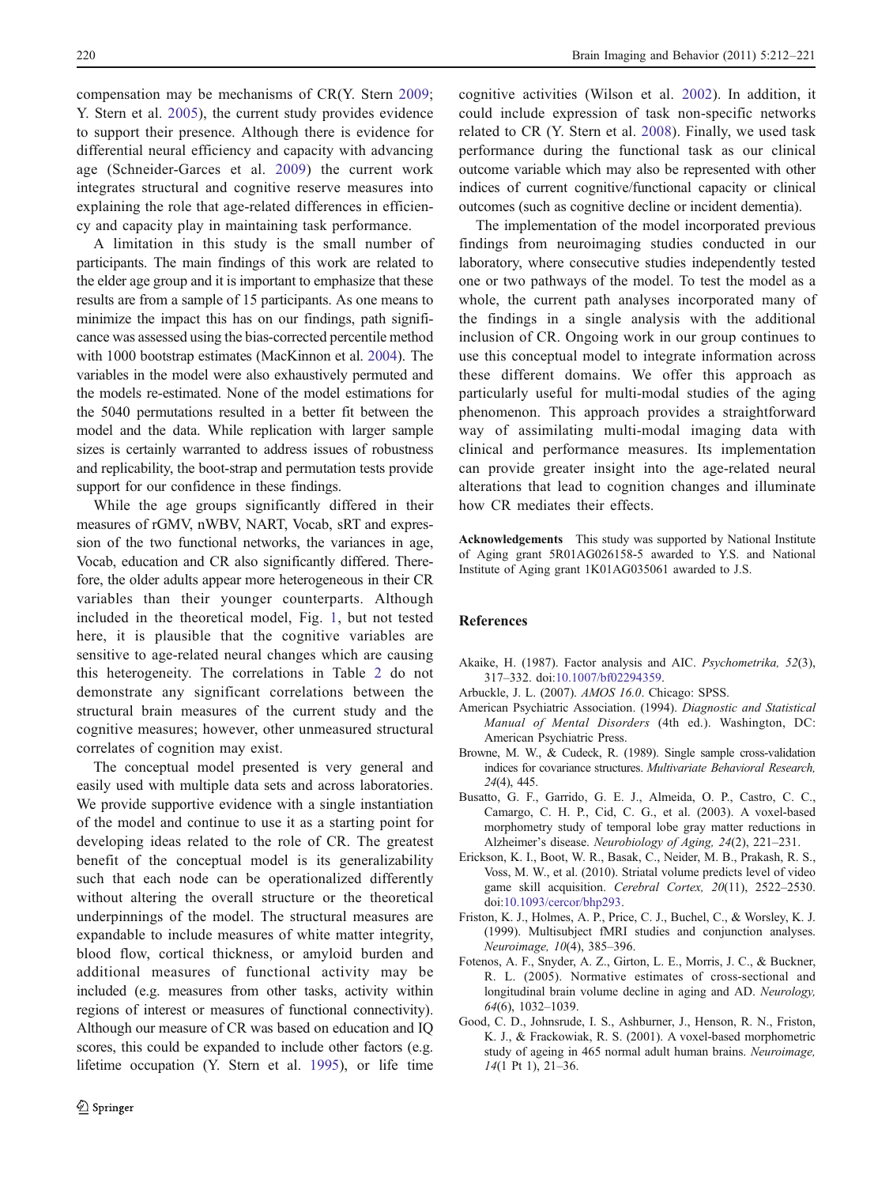compensation may be mechanisms of CR(Y. Stern 2009; Y. Stern et al. 2005), the current study provides evidence to support their presence. Although there is evidence for differential neural efficiency and capacity with advancing age (Schneider-Garces et al. 2009) the current work integrates structural and cognitive reserve measures into explaining the role that age-related differences in efficiency and capacity play in maintaining task performance.

A limitation in this study is the small number of participants. The main findings of this work are related to the elder age group and it is important to emphasize that these results are from a sample of 15 participants. As one means to minimize the impact this has on our findings, path significance was assessed using the bias-corrected percentile method with 1000 bootstrap estimates (MacKinnon et al. 2004). The variables in the model were also exhaustively permuted and the models re-estimated. None of the model estimations for the 5040 permutations resulted in a better fit between the model and the data. While replication with larger sample sizes is certainly warranted to address issues of robustness and replicability, the boot-strap and permutation tests provide support for our confidence in these findings.

While the age groups significantly differed in their measures of rGMV, nWBV, NART, Vocab, sRT and expression of the two functional networks, the variances in age, Vocab, education and CR also significantly differed. Therefore, the older adults appear more heterogeneous in their CR variables than their younger counterparts. Although included in the theoretical model, Fig. 1, but not tested here, it is plausible that the cognitive variables are sensitive to age-related neural changes which are causing this heterogeneity. The correlations in Table 2 do not demonstrate any significant correlations between the structural brain measures of the current study and the cognitive measures; however, other unmeasured structural correlates of cognition may exist.

The conceptual model presented is very general and easily used with multiple data sets and across laboratories. We provide supportive evidence with a single instantiation of the model and continue to use it as a starting point for developing ideas related to the role of CR. The greatest benefit of the conceptual model is its generalizability such that each node can be operationalized differently without altering the overall structure or the theoretical underpinnings of the model. The structural measures are expandable to include measures of white matter integrity, blood flow, cortical thickness, or amyloid burden and additional measures of functional activity may be included (e.g. measures from other tasks, activity within regions of interest or measures of functional connectivity). Although our measure of CR was based on education and IQ scores, this could be expanded to include other factors (e.g. lifetime occupation (Y. Stern et al. 1995), or life time cognitive activities (Wilson et al. 2002). In addition, it could include expression of task non-specific networks related to CR (Y. Stern et al. 2008). Finally, we used task performance during the functional task as our clinical outcome variable which may also be represented with other indices of current cognitive/functional capacity or clinical outcomes (such as cognitive decline or incident dementia).

The implementation of the model incorporated previous findings from neuroimaging studies conducted in our laboratory, where consecutive studies independently tested one or two pathways of the model. To test the model as a whole, the current path analyses incorporated many of the findings in a single analysis with the additional inclusion of CR. Ongoing work in our group continues to use this conceptual model to integrate information across these different domains. We offer this approach as particularly useful for multi-modal studies of the aging phenomenon. This approach provides a straightforward way of assimilating multi-modal imaging data with clinical and performance measures. Its implementation can provide greater insight into the age-related neural alterations that lead to cognition changes and illuminate how CR mediates their effects.

**Acknowledgements** This study was supported by National Institute of Aging grant 5R01AG026158-5 awarded to Y.S. and National Institute of Aging grant 1K01AG035061 awarded to J.S.

## References

Akaike, H. (1987). Factor analysis and AIC. *Psychometrika, 52*(3), 317–332. doi:10.1007/bf02294359.

Arbuckle, J. L. (2007). *AMOS 16.0*. Chicago: SPSS.

American Psychiatric Association. (1994). *Diagnostic and Statistical Manual of Mental Disorders* (4th ed.). Washington, DC: American Psychiatric Press.

Browne, M. W., & Cudeck, R. (1989). Single sample cross-validation indices for covariance structures. *Multivariate Behavioral Research, 24*(4), 445.

Busatto, G. F., Garrido, G. E. J., Almeida, O. P., Castro, C. C., Camargo, C. H. P., Cid, C. G., et al. (2003). A voxel-based morphometry study of temporal lobe gray matter reductions in Alzheimer's disease. *Neurobiology of Aging, 24*(2), 221–231.

Erickson, K. I., Boot, W. R., Basak, C., Neider, M. B., Prakash, R. S., Voss, M. W., et al. (2010). Striatal volume predicts level of video game skill acquisition. *Cerebral Cortex, 20*(11), 2522–2530. doi:10.1093/cercor/bhp293.

Friston, K. J., Holmes, A. P., Price, C. J., Buchel, C., & Worsley, K. J. (1999). Multisubject fMRI studies and conjunction analyses. *Neuroimage, 10*(4), 385–396.

Fotenos, A. F., Snyder, A. Z., Girton, L. E., Morris, J. C., & Buckner, R. L. (2005). Normative estimates of cross-sectional and longitudinal brain volume decline in aging and AD. *Neurology, 64*(6), 1032–1039.

Good, C. D., Johnsrude, I. S., Ashburner, J., Henson, R. N., Friston, K. J., & Frackowiak, R. S. (2001). A voxel-based morphometric study of ageing in 465 normal adult human brains. *Neuroimage, 14*(1 Pt 1), 21–36.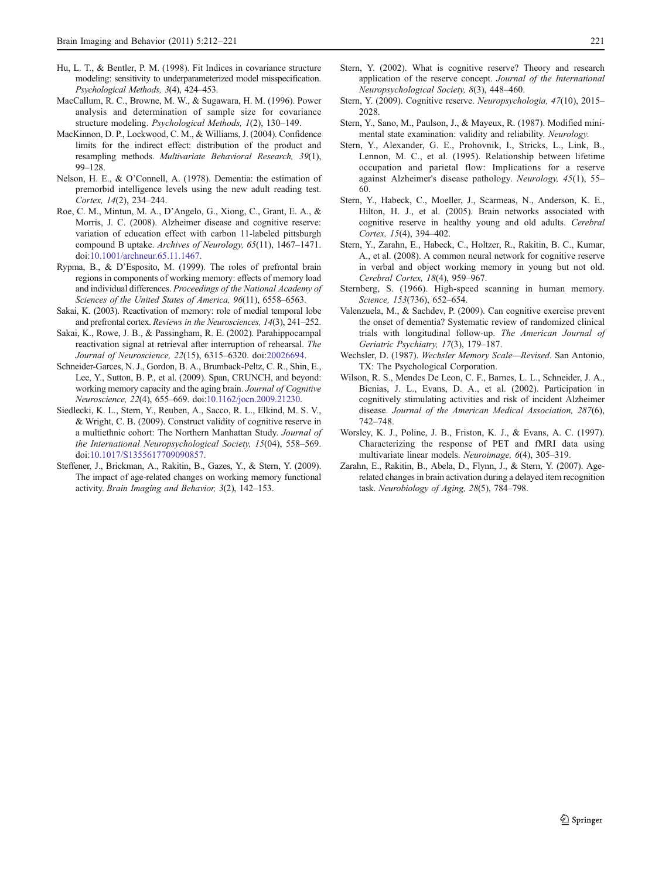Hu, L. T., & Bentler, P. M. (1998). Fit Indices in covariance structure modeling: sensitivity to underparameterized model misspecification. *Psychological Methods, 3*(4), 424–453.

MacCallum, R. C., Browne, M. W., & Sugawara, H. M. (1996). Power analysis and determination of sample size for covariance structure modeling. *Psychological Methods, 1*(2), 130–149.

MacKinnon, D. P., Lockwood, C. M., & Williams, J. (2004). Confidence limits for the indirect effect: distribution of the product and resampling methods. *Multivariate Behavioral Research, 39*(1), 99–128.

Nelson, H. E., & O'Connell, A. (1978). Dementia: the estimation of premorbid intelligence levels using the new adult reading test. *Cortex, 14*(2), 234–244.

Roe, C. M., Mintun, M. A., D'Angelo, G., Xiong, C., Grant, E. A., & Morris, J. C. (2008). Alzheimer disease and cognitive reserve: variation of education effect with carbon 11-labeled pittsburgh compound B uptake. *Archives of Neurology, 65*(11), 1467–1471. doi:10.1001/archneur.65.11.1467.

Rypma, B., & D'Esposito, M. (1999). The roles of prefrontal brain regions in components of working memory: effects of memory load and individual differences. *Proceedings of the National Academy of Sciences of the United States of America, 96*(11), 6558–6563.

Sakai, K. (2003). Reactivation of memory: role of medial temporal lobe and prefrontal cortex. *Reviews in the Neurosciences, 14*(3), 241–252.

Sakai, K., Rowe, J. B., & Passingham, R. E. (2002). Parahippocampal reactivation signal at retrieval after interruption of rehearsal. *The Journal of Neuroscience, 22*(15), 6315–6320. doi:20026694.

Schneider-Garces, N. J., Gordon, B. A., Brumback-Peltz, C. R., Shin, E., Lee, Y., Sutton, B. P., et al. (2009). Span, CRUNCH, and beyond: working memory capacity and the aging brain. *Journal of Cognitive Neuroscience, 22*(4), 655–669. doi:10.1162/jocn.2009.21230.

Siedlecki, K. L., Stern, Y., Reuben, A., Sacco, R. L., Elkind, M. S. V., & Wright, C. B. (2009). Construct validity of cognitive reserve in a multiethnic cohort: The Northern Manhattan Study. *Journal of the International Neuropsychological Society, 15*(04), 558–569. doi:10.1017/S1355617709090857.

Steffener, J., Brickman, A., Rakitin, B., Gazes, Y., & Stern, Y. (2009). The impact of age-related changes on working memory functional activity. *Brain Imaging and Behavior, 3*(2), 142–153.

Stern, Y. (2002). What is cognitive reserve? Theory and research application of the reserve concept. *Journal of the International Neuropsychological Society, 8*(3), 448–460.

Stern, Y. (2009). Cognitive reserve. *Neuropsychologia, 47*(10), 2015–2028.

Stern, Y., Sano, M., Paulson, J., & Mayeux, R. (1987). Modified mini-mental state examination: validity and reliability. *Neurology.*

Stern, Y., Alexander, G. E., Prohovnik, I., Stricks, L., Link, B., Lennon, M. C., et al. (1995). Relationship between lifetime occupation and parietal flow: Implications for a reserve against Alzheimer's disease pathology. *Neurology, 45*(1), 55–60.

Stern, Y., Habeck, C., Moeller, J., Scarmeas, N., Anderson, K. E., Hilton, H. J., et al. (2005). Brain networks associated with cognitive reserve in healthy young and old adults. *Cerebral Cortex, 15*(4), 394–402.

Stern, Y., Zarahn, E., Habeck, C., Holtzer, R., Rakitin, B. C., Kumar, A., et al. (2008). A common neural network for cognitive reserve in verbal and object working memory in young but not old. *Cerebral Cortex, 18*(4), 959–967.

Sternberg, S. (1966). High-speed scanning in human memory. *Science, 153*(736), 652–654.

Valenzuela, M., & Sachdev, P. (2009). Can cognitive exercise prevent the onset of dementia? Systematic review of randomized clinical trials with longitudinal follow-up. *The American Journal of Geriatric Psychiatry, 17*(3), 179–187.

Wechsler, D. (1987). *Wechsler Memory Scale—Revised*. San Antonio, TX: The Psychological Corporation.

Wilson, R. S., Mendes De Leon, C. F., Barnes, L. L., Schneider, J. A., Bienias, J. L., Evans, D. A., et al. (2002). Participation in cognitively stimulating activities and risk of incident Alzheimer disease. *Journal of the American Medical Association, 287*(6), 742–748.

Worsley, K. J., Poline, J. B., Friston, K. J., & Evans, A. C. (1997). Characterizing the response of PET and fMRI data using multivariate linear models. *Neuroimage, 6*(4), 305–319.

Zarahn, E., Rakitin, B., Abela, D., Flynn, J., & Stern, Y. (2007). Age-related changes in brain activation during a delayed item recognition task. *Neurobiology of Aging, 28*(5), 784–798.